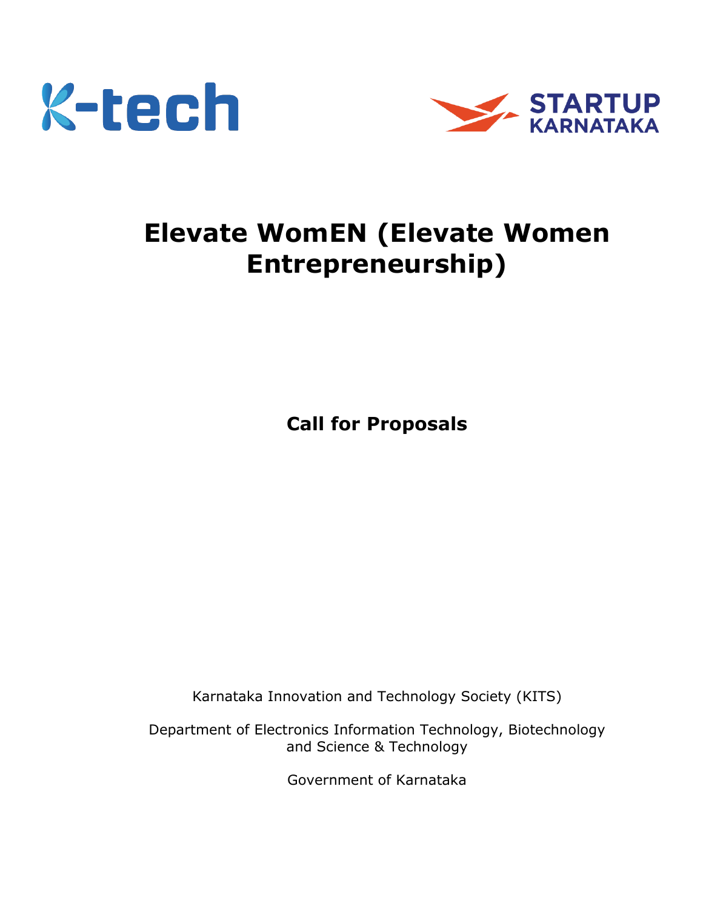K-tech

STARTUP KARNATAKA

# Elevate WomEN (Elevate Women Entrepreneurship)

**Call for Proposals**

Karnataka Innovation and Technology Society (KITS)

Department of Electronics Information Technology, Biotechnology and Science & Technology

Government of Karnataka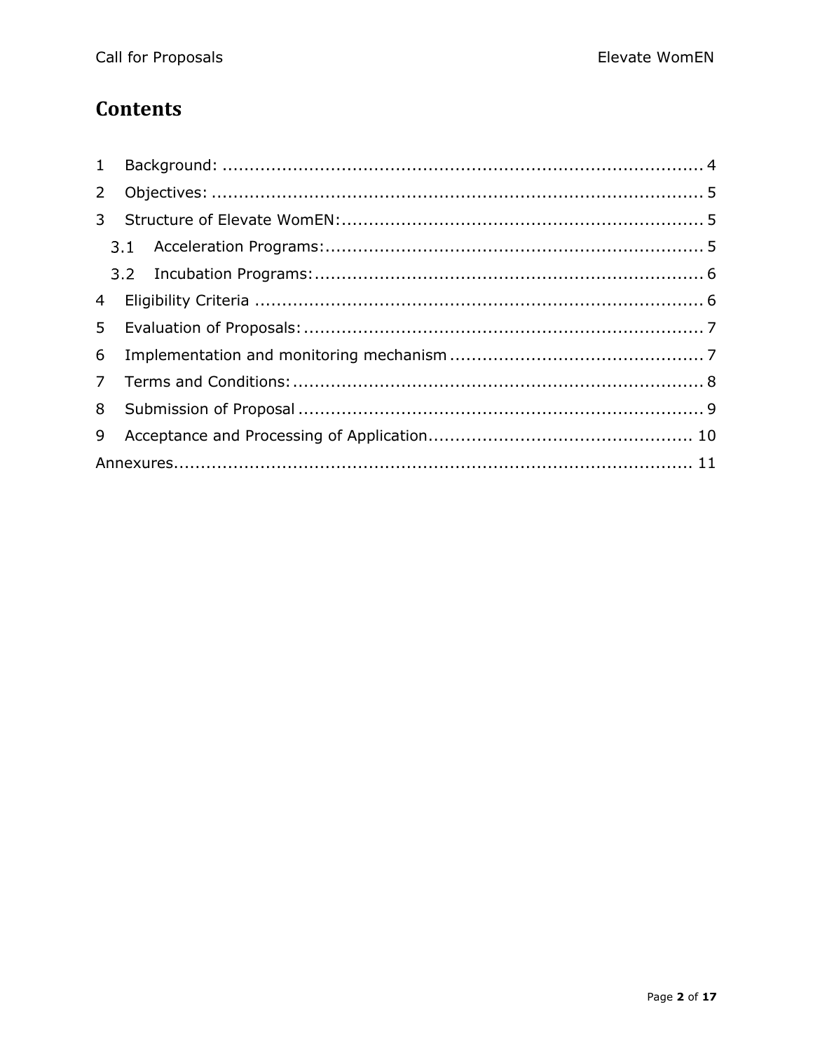# Contents

1 Background: .......................................................................................... 4

2 Objectives: ............................................................................................ 5

3 Structure of Elevate WomEN:................................................................... 5

   3.1 Acceleration Programs:...................................................................... 5

   3.2 Incubation Programs:........................................................................ 6

4 Eligibility Criteria ................................................................................... 6

5 Evaluation of Proposals:.......................................................................... 7

6 Implementation and monitoring mechanism............................................... 7

7 Terms and Conditions:............................................................................ 8

8 Submission of Proposal........................................................................... 9

9 Acceptance and Processing of Application................................................ 10

Annexures.................................................................................................. 11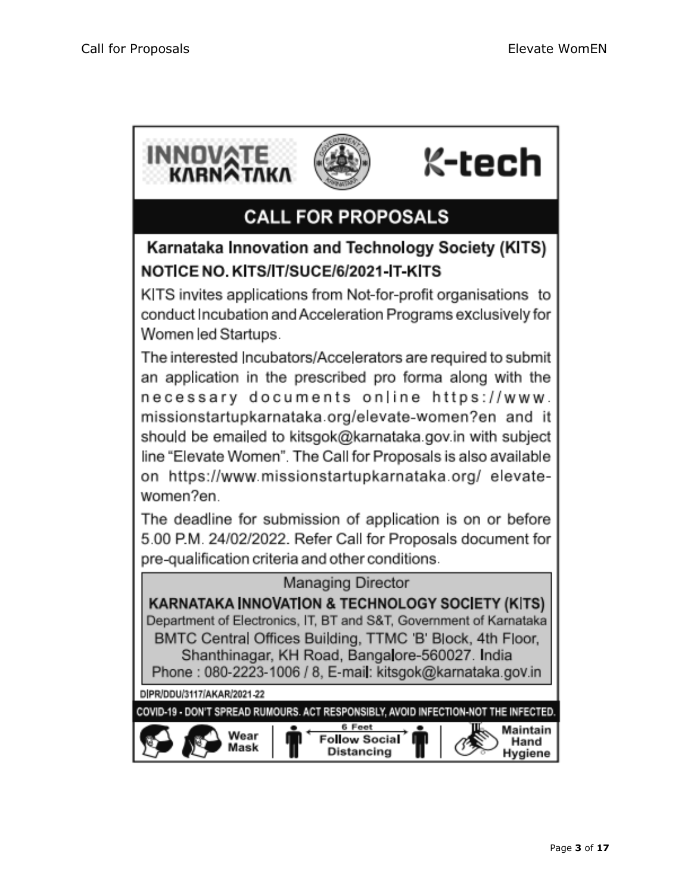INNOVATE KARNATAKA

K-tech

# CALL FOR PROPOSALS

## Karnataka Innovation and Technology Society (KITS)

### NOTICE NO. KITS/IT/SUCE/6/2021-IT-KITS

KITS invites applications from Not-for-profit organisations to conduct Incubation and Acceleration Programs exclusively for Women led Startups.

The interested Incubators/Accelerators are required to submit an application in the prescribed pro forma along with the necessary documents online https://www.missionstartupkarnataka.org/elevate-women?en and it should be emailed to kitsgok@karnataka.gov.in with subject line "Elevate Women". The Call for Proposals is also available on https://www.missionstartupkarnataka.org/ elevate-women?en.

The deadline for submission of application is on or before 5.00 P.M. 24/02/2022. Refer Call for Proposals document for pre-qualification criteria and other conditions.

Managing Director

**KARNATAKA INNOVATION & TECHNOLOGY SOCIETY (KITS)**

Department of Electronics, IT, BT and S&T, Government of Karnataka

BMTC Central Offices Building, TTMC 'B' Block, 4th Floor, Shanthinagar, KH Road, Bangalore-560027. India

Phone : 080-2223-1006 / 8, E-mail: kitsgok@karnataka.gov.in

DIPR/DDU/3117/AKAR/2021-22

**COVID-19 - DON'T SPREAD RUMOURS. ACT RESPONSIBLY, AVOID INFECTION-NOT THE INFECTED.**

Wear Mask | 6 Feet Follow Social Distancing | Maintain Hand Hygiene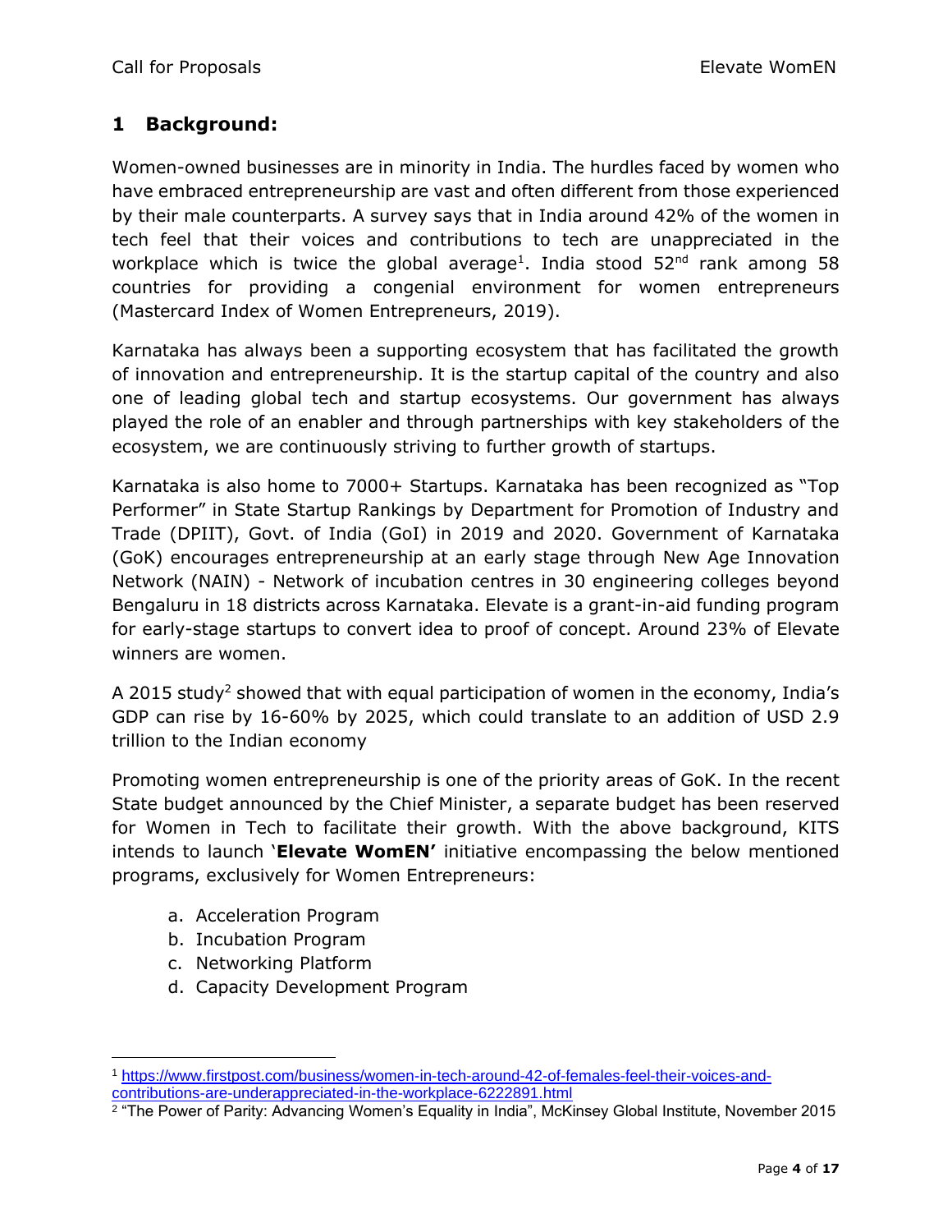# 1 Background:

Women-owned businesses are in minority in India. The hurdles faced by women who have embraced entrepreneurship are vast and often different from those experienced by their male counterparts. A survey says that in India around 42% of the women in tech feel that their voices and contributions to tech are unappreciated in the workplace which is twice the global average[1]. India stood 52$^{nd}$ rank among 58 countries for providing a congenial environment for women entrepreneurs (Mastercard Index of Women Entrepreneurs, 2019).

Karnataka has always been a supporting ecosystem that has facilitated the growth of innovation and entrepreneurship. It is the startup capital of the country and also one of leading global tech and startup ecosystems. Our government has always played the role of an enabler and through partnerships with key stakeholders of the ecosystem, we are continuously striving to further growth of startups.

Karnataka is also home to 7000+ Startups. Karnataka has been recognized as "Top Performer" in State Startup Rankings by Department for Promotion of Industry and Trade (DPIIT), Govt. of India (GoI) in 2019 and 2020. Government of Karnataka (GoK) encourages entrepreneurship at an early stage through New Age Innovation Network (NAIN) - Network of incubation centres in 30 engineering colleges beyond Bengaluru in 18 districts across Karnataka. Elevate is a grant-in-aid funding program for early-stage startups to convert idea to proof of concept. Around 23% of Elevate winners are women.

A 2015 study[2] showed that with equal participation of women in the economy, India's GDP can rise by 16-60% by 2025, which could translate to an addition of USD 2.9 trillion to the Indian economy

Promoting women entrepreneurship is one of the priority areas of GoK. In the recent State budget announced by the Chief Minister, a separate budget has been reserved for Women in Tech to facilitate their growth. With the above background, KITS intends to launch '**Elevate WomEN'** initiative encompassing the below mentioned programs, exclusively for Women Entrepreneurs:

a. Acceleration Program
b. Incubation Program
c. Networking Platform
d. Capacity Development Program

---

[1] https://www.firstpost.com/business/women-in-tech-around-42-of-females-feel-their-voices-and-contributions-are-underappreciated-in-the-workplace-6222891.html

[2] "The Power of Parity: Advancing Women's Equality in India", McKinsey Global Institute, November 2015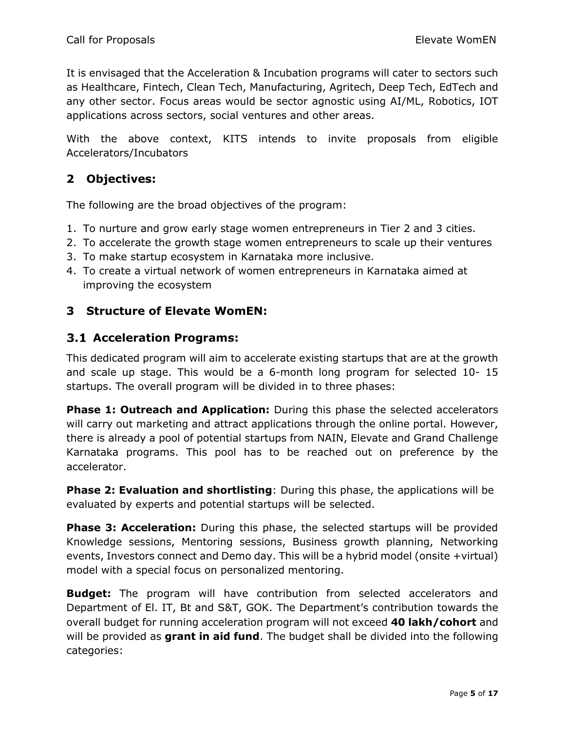It is envisaged that the Acceleration & Incubation programs will cater to sectors such as Healthcare, Fintech, Clean Tech, Manufacturing, Agritech, Deep Tech, EdTech and any other sector. Focus areas would be sector agnostic using AI/ML, Robotics, IOT applications across sectors, social ventures and other areas.

With the above context, KITS intends to invite proposals from eligible Accelerators/Incubators

## 2 Objectives:

The following are the broad objectives of the program:

1. To nurture and grow early stage women entrepreneurs in Tier 2 and 3 cities.
2. To accelerate the growth stage women entrepreneurs to scale up their ventures
3. To make startup ecosystem in Karnataka more inclusive.
4. To create a virtual network of women entrepreneurs in Karnataka aimed at improving the ecosystem

## 3 Structure of Elevate WomEN:

### 3.1 Acceleration Programs:

This dedicated program will aim to accelerate existing startups that are at the growth and scale up stage. This would be a 6-month long program for selected 10- 15 startups. The overall program will be divided in to three phases:

**Phase 1: Outreach and Application:** During this phase the selected accelerators will carry out marketing and attract applications through the online portal. However, there is already a pool of potential startups from NAIN, Elevate and Grand Challenge Karnataka programs. This pool has to be reached out on preference by the accelerator.

**Phase 2: Evaluation and shortlisting**: During this phase, the applications will be evaluated by experts and potential startups will be selected.

**Phase 3: Acceleration:** During this phase, the selected startups will be provided Knowledge sessions, Mentoring sessions, Business growth planning, Networking events, Investors connect and Demo day. This will be a hybrid model (onsite +virtual) model with a special focus on personalized mentoring.

**Budget:** The program will have contribution from selected accelerators and Department of El. IT, Bt and S&T, GOK. The Department's contribution towards the overall budget for running acceleration program will not exceed **40 lakh/cohort** and will be provided as **grant in aid fund**. The budget shall be divided into the following categories: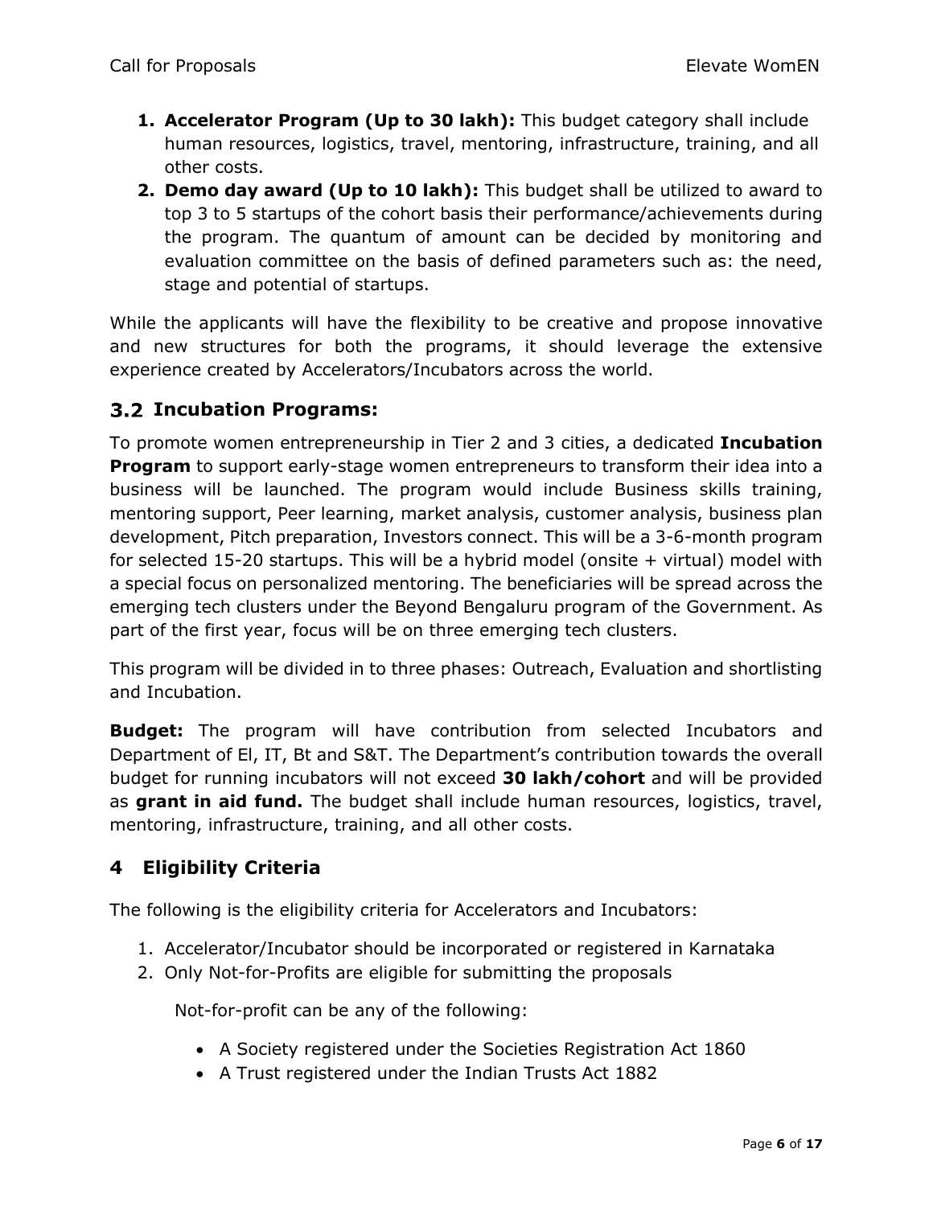1. **Accelerator Program (Up to 30 lakh):** This budget category shall include human resources, logistics, travel, mentoring, infrastructure, training, and all other costs.
2. **Demo day award (Up to 10 lakh):** This budget shall be utilized to award to top 3 to 5 startups of the cohort basis their performance/achievements during the program. The quantum of amount can be decided by monitoring and evaluation committee on the basis of defined parameters such as: the need, stage and potential of startups.

While the applicants will have the flexibility to be creative and propose innovative and new structures for both the programs, it should leverage the extensive experience created by Accelerators/Incubators across the world.

### 3.2 Incubation Programs:

To promote women entrepreneurship in Tier 2 and 3 cities, a dedicated **Incubation Program** to support early-stage women entrepreneurs to transform their idea into a business will be launched. The program would include Business skills training, mentoring support, Peer learning, market analysis, customer analysis, business plan development, Pitch preparation, Investors connect. This will be a 3-6-month program for selected 15-20 startups. This will be a hybrid model (onsite + virtual) model with a special focus on personalized mentoring. The beneficiaries will be spread across the emerging tech clusters under the Beyond Bengaluru program of the Government. As part of the first year, focus will be on three emerging tech clusters.

This program will be divided in to three phases: Outreach, Evaluation and shortlisting and Incubation.

**Budget:** The program will have contribution from selected Incubators and Department of El, IT, Bt and S&T. The Department's contribution towards the overall budget for running incubators will not exceed **30 lakh/cohort** and will be provided as **grant in aid fund.** The budget shall include human resources, logistics, travel, mentoring, infrastructure, training, and all other costs.

## 4 Eligibility Criteria

The following is the eligibility criteria for Accelerators and Incubators:

1. Accelerator/Incubator should be incorporated or registered in Karnataka
2. Only Not-for-Profits are eligible for submitting the proposals

   Not-for-profit can be any of the following:

   - A Society registered under the Societies Registration Act 1860
   - A Trust registered under the Indian Trusts Act 1882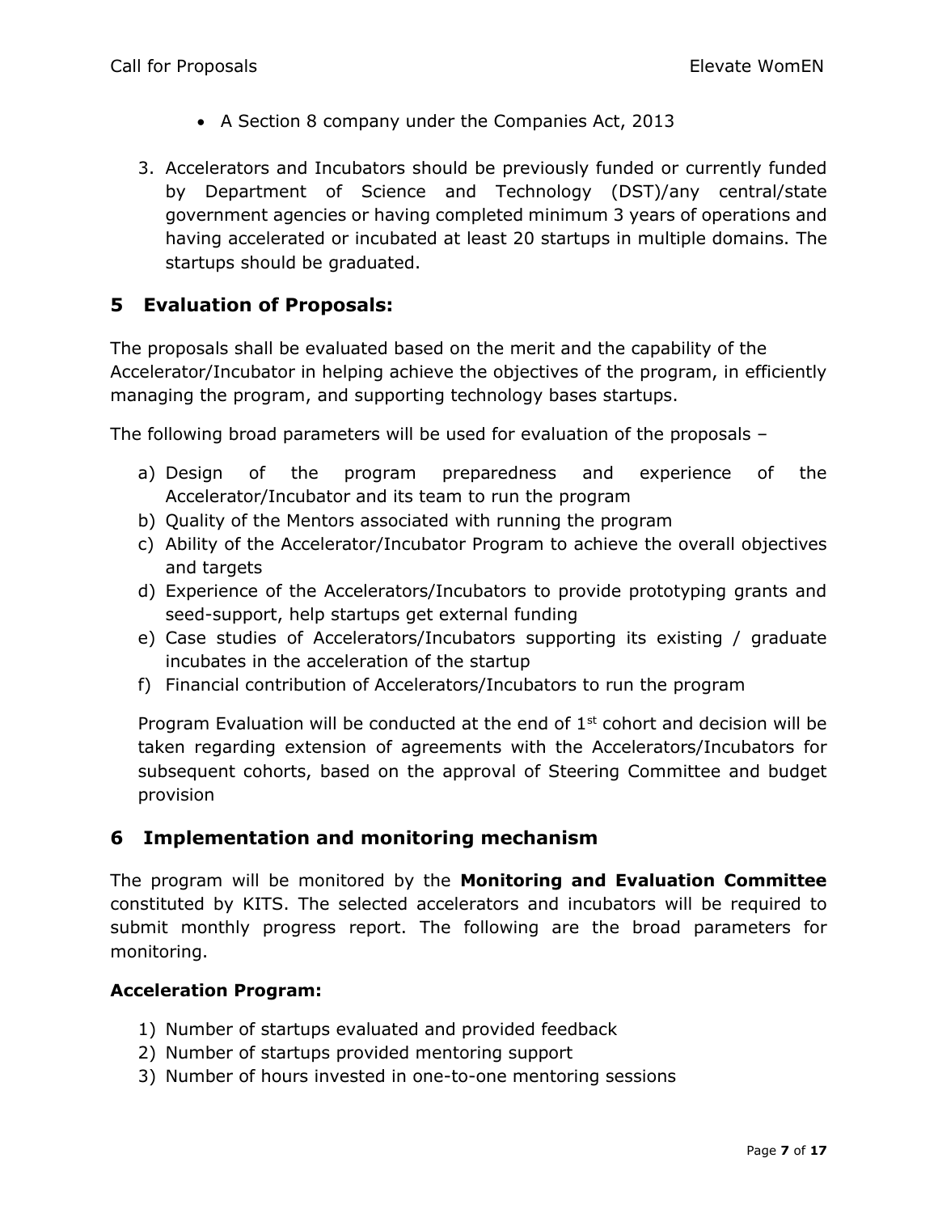- A Section 8 company under the Companies Act, 2013

3. Accelerators and Incubators should be previously funded or currently funded by Department of Science and Technology (DST)/any central/state government agencies or having completed minimum 3 years of operations and having accelerated or incubated at least 20 startups in multiple domains. The startups should be graduated.

## 5 Evaluation of Proposals:

The proposals shall be evaluated based on the merit and the capability of the Accelerator/Incubator in helping achieve the objectives of the program, in efficiently managing the program, and supporting technology bases startups.

The following broad parameters will be used for evaluation of the proposals –

a) Design of the program preparedness and experience of the Accelerator/Incubator and its team to run the program
b) Quality of the Mentors associated with running the program
c) Ability of the Accelerator/Incubator Program to achieve the overall objectives and targets
d) Experience of the Accelerators/Incubators to provide prototyping grants and seed-support, help startups get external funding
e) Case studies of Accelerators/Incubators supporting its existing / graduate incubates in the acceleration of the startup
f) Financial contribution of Accelerators/Incubators to run the program

Program Evaluation will be conducted at the end of 1st cohort and decision will be taken regarding extension of agreements with the Accelerators/Incubators for subsequent cohorts, based on the approval of Steering Committee and budget provision

## 6 Implementation and monitoring mechanism

The program will be monitored by the **Monitoring and Evaluation Committee** constituted by KITS. The selected accelerators and incubators will be required to submit monthly progress report. The following are the broad parameters for monitoring.

**Acceleration Program:**

1) Number of startups evaluated and provided feedback
2) Number of startups provided mentoring support
3) Number of hours invested in one-to-one mentoring sessions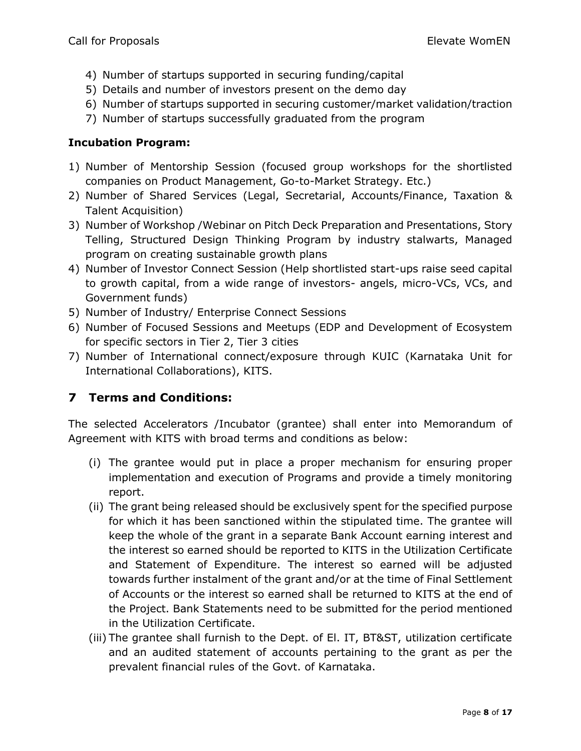4) Number of startups supported in securing funding/capital
5) Details and number of investors present on the demo day
6) Number of startups supported in securing customer/market validation/traction
7) Number of startups successfully graduated from the program

**Incubation Program:**

1) Number of Mentorship Session (focused group workshops for the shortlisted companies on Product Management, Go-to-Market Strategy. Etc.)
2) Number of Shared Services (Legal, Secretarial, Accounts/Finance, Taxation & Talent Acquisition)
3) Number of Workshop /Webinar on Pitch Deck Preparation and Presentations, Story Telling, Structured Design Thinking Program by industry stalwarts, Managed program on creating sustainable growth plans
4) Number of Investor Connect Session (Help shortlisted start-ups raise seed capital to growth capital, from a wide range of investors- angels, micro-VCs, VCs, and Government funds)
5) Number of Industry/ Enterprise Connect Sessions
6) Number of Focused Sessions and Meetups (EDP and Development of Ecosystem for specific sectors in Tier 2, Tier 3 cities
7) Number of International connect/exposure through KUIC (Karnataka Unit for International Collaborations), KITS.

## 7 Terms and Conditions:

The selected Accelerators /Incubator (grantee) shall enter into Memorandum of Agreement with KITS with broad terms and conditions as below:

(i) The grantee would put in place a proper mechanism for ensuring proper implementation and execution of Programs and provide a timely monitoring report.

(ii) The grant being released should be exclusively spent for the specified purpose for which it has been sanctioned within the stipulated time. The grantee will keep the whole of the grant in a separate Bank Account earning interest and the interest so earned should be reported to KITS in the Utilization Certificate and Statement of Expenditure. The interest so earned will be adjusted towards further instalment of the grant and/or at the time of Final Settlement of Accounts or the interest so earned shall be returned to KITS at the end of the Project. Bank Statements need to be submitted for the period mentioned in the Utilization Certificate.

(iii) The grantee shall furnish to the Dept. of El. IT, BT&ST, utilization certificate and an audited statement of accounts pertaining to the grant as per the prevalent financial rules of the Govt. of Karnataka.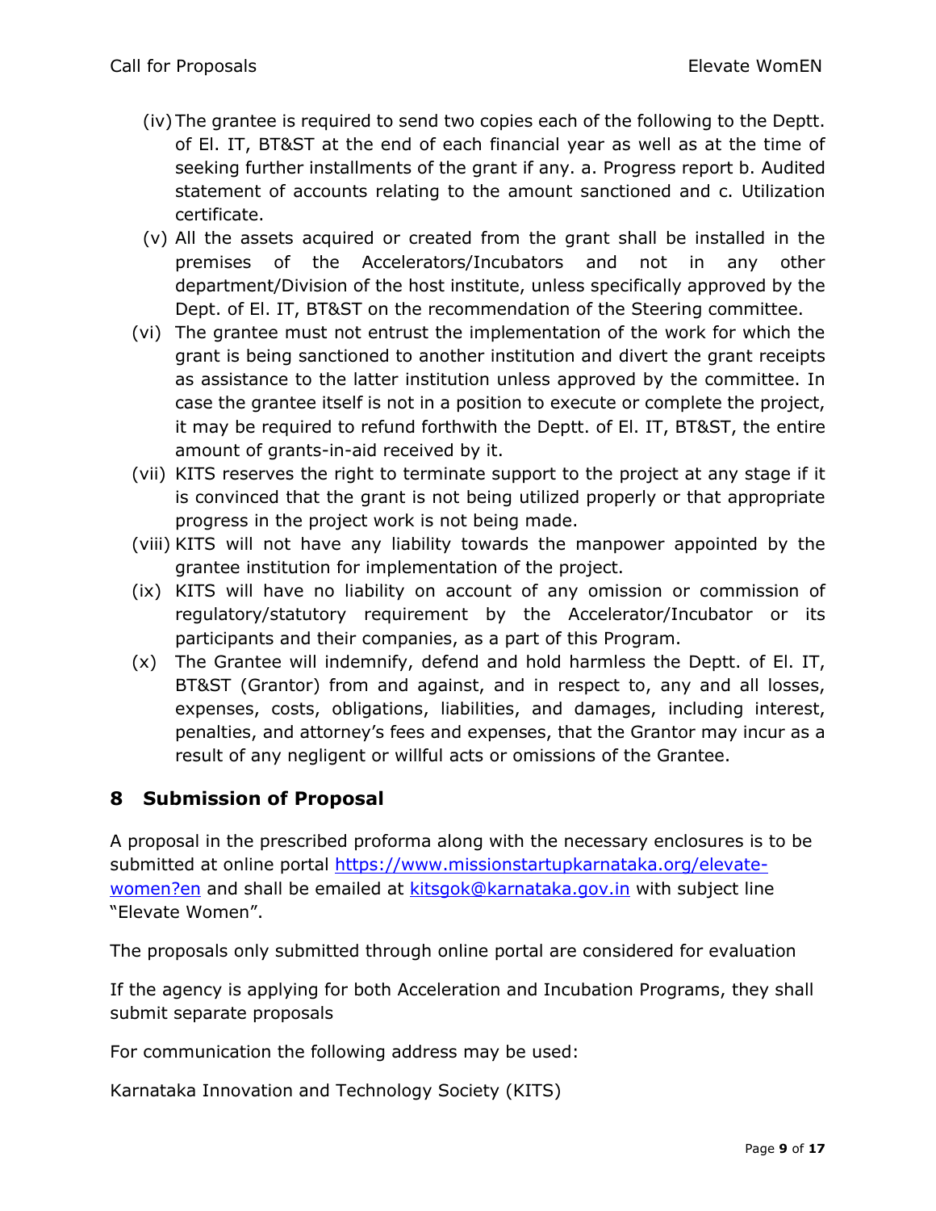(iv) The grantee is required to send two copies each of the following to the Deptt. of El. IT, BT&ST at the end of each financial year as well as at the time of seeking further installments of the grant if any. a. Progress report b. Audited statement of accounts relating to the amount sanctioned and c. Utilization certificate.

(v) All the assets acquired or created from the grant shall be installed in the premises of the Accelerators/Incubators and not in any other department/Division of the host institute, unless specifically approved by the Dept. of El. IT, BT&ST on the recommendation of the Steering committee.

(vi) The grantee must not entrust the implementation of the work for which the grant is being sanctioned to another institution and divert the grant receipts as assistance to the latter institution unless approved by the committee. In case the grantee itself is not in a position to execute or complete the project, it may be required to refund forthwith the Deptt. of El. IT, BT&ST, the entire amount of grants-in-aid received by it.

(vii) KITS reserves the right to terminate support to the project at any stage if it is convinced that the grant is not being utilized properly or that appropriate progress in the project work is not being made.

(viii) KITS will not have any liability towards the manpower appointed by the grantee institution for implementation of the project.

(ix) KITS will have no liability on account of any omission or commission of regulatory/statutory requirement by the Accelerator/Incubator or its participants and their companies, as a part of this Program.

(x) The Grantee will indemnify, defend and hold harmless the Deptt. of El. IT, BT&ST (Grantor) from and against, and in respect to, any and all losses, expenses, costs, obligations, liabilities, and damages, including interest, penalties, and attorney's fees and expenses, that the Grantor may incur as a result of any negligent or willful acts or omissions of the Grantee.

## 8 Submission of Proposal

A proposal in the prescribed proforma along with the necessary enclosures is to be submitted at online portal https://www.missionstartupkarnataka.org/elevate-women?en and shall be emailed at kitsgok@karnataka.gov.in with subject line "Elevate Women".

The proposals only submitted through online portal are considered for evaluation

If the agency is applying for both Acceleration and Incubation Programs, they shall submit separate proposals

For communication the following address may be used:

Karnataka Innovation and Technology Society (KITS)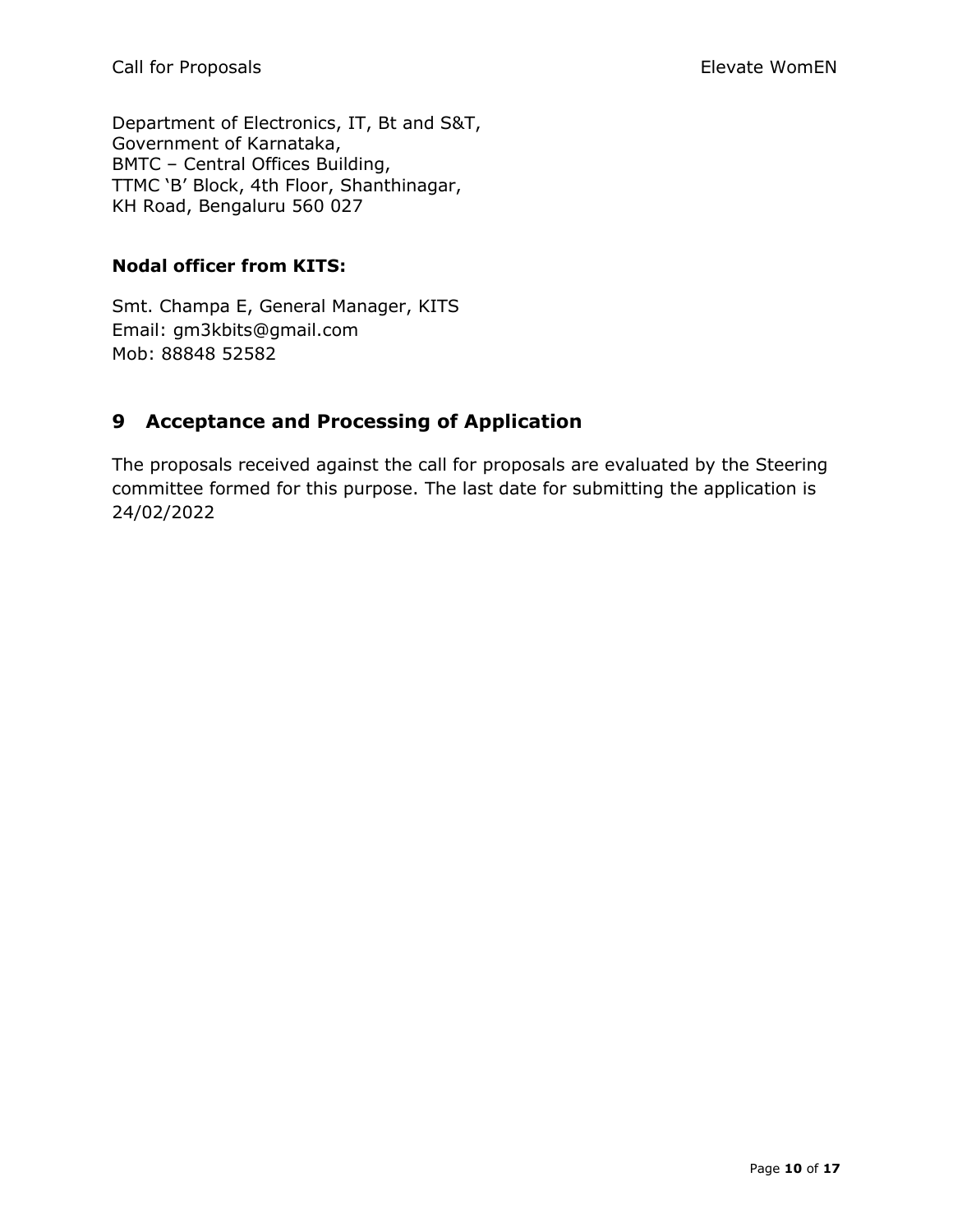Department of Electronics, IT, Bt and S&T,
Government of Karnataka,
BMTC – Central Offices Building,
TTMC 'B' Block, 4th Floor, Shanthinagar,
KH Road, Bengaluru 560 027

**Nodal officer from KITS:**

Smt. Champa E, General Manager, KITS
Email: gm3kbits@gmail.com
Mob: 88848 52582

## 9 Acceptance and Processing of Application

The proposals received against the call for proposals are evaluated by the Steering committee formed for this purpose. The last date for submitting the application is 24/02/2022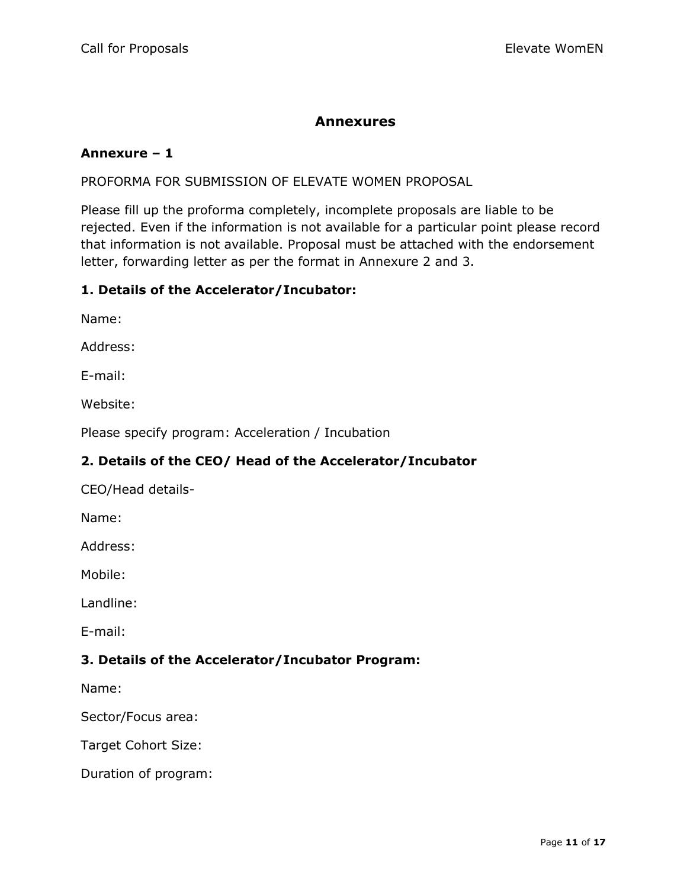## Annexures

### Annexure – 1

PROFORMA FOR SUBMISSION OF ELEVATE WOMEN PROPOSAL

Please fill up the proforma completely, incomplete proposals are liable to be rejected. Even if the information is not available for a particular point please record that information is not available. Proposal must be attached with the endorsement letter, forwarding letter as per the format in Annexure 2 and 3.

### 1. Details of the Accelerator/Incubator:

Name:

Address:

E-mail:

Website:

Please specify program: Acceleration / Incubation

### 2. Details of the CEO/ Head of the Accelerator/Incubator

CEO/Head details-

Name:

Address:

Mobile:

Landline:

E-mail:

### 3. Details of the Accelerator/Incubator Program:

Name:

Sector/Focus area:

Target Cohort Size:

Duration of program: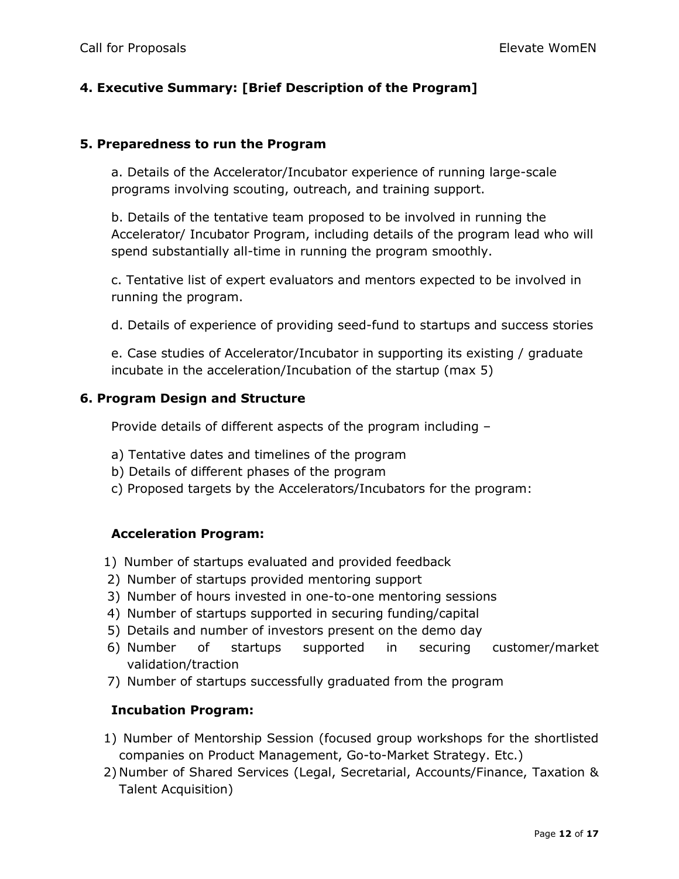## 4. Executive Summary: [Brief Description of the Program]

## 5. Preparedness to run the Program

a. Details of the Accelerator/Incubator experience of running large-scale programs involving scouting, outreach, and training support.

b. Details of the tentative team proposed to be involved in running the Accelerator/ Incubator Program, including details of the program lead who will spend substantially all-time in running the program smoothly.

c. Tentative list of expert evaluators and mentors expected to be involved in running the program.

d. Details of experience of providing seed-fund to startups and success stories

e. Case studies of Accelerator/Incubator in supporting its existing / graduate incubate in the acceleration/Incubation of the startup (max 5)

## 6. Program Design and Structure

Provide details of different aspects of the program including –

a) Tentative dates and timelines of the program
b) Details of different phases of the program
c) Proposed targets by the Accelerators/Incubators for the program:

**Acceleration Program:**

1) Number of startups evaluated and provided feedback
2) Number of startups provided mentoring support
3) Number of hours invested in one-to-one mentoring sessions
4) Number of startups supported in securing funding/capital
5) Details and number of investors present on the demo day
6) Number of startups supported in securing customer/market validation/traction
7) Number of startups successfully graduated from the program

**Incubation Program:**

1) Number of Mentorship Session (focused group workshops for the shortlisted companies on Product Management, Go-to-Market Strategy. Etc.)
2) Number of Shared Services (Legal, Secretarial, Accounts/Finance, Taxation & Talent Acquisition)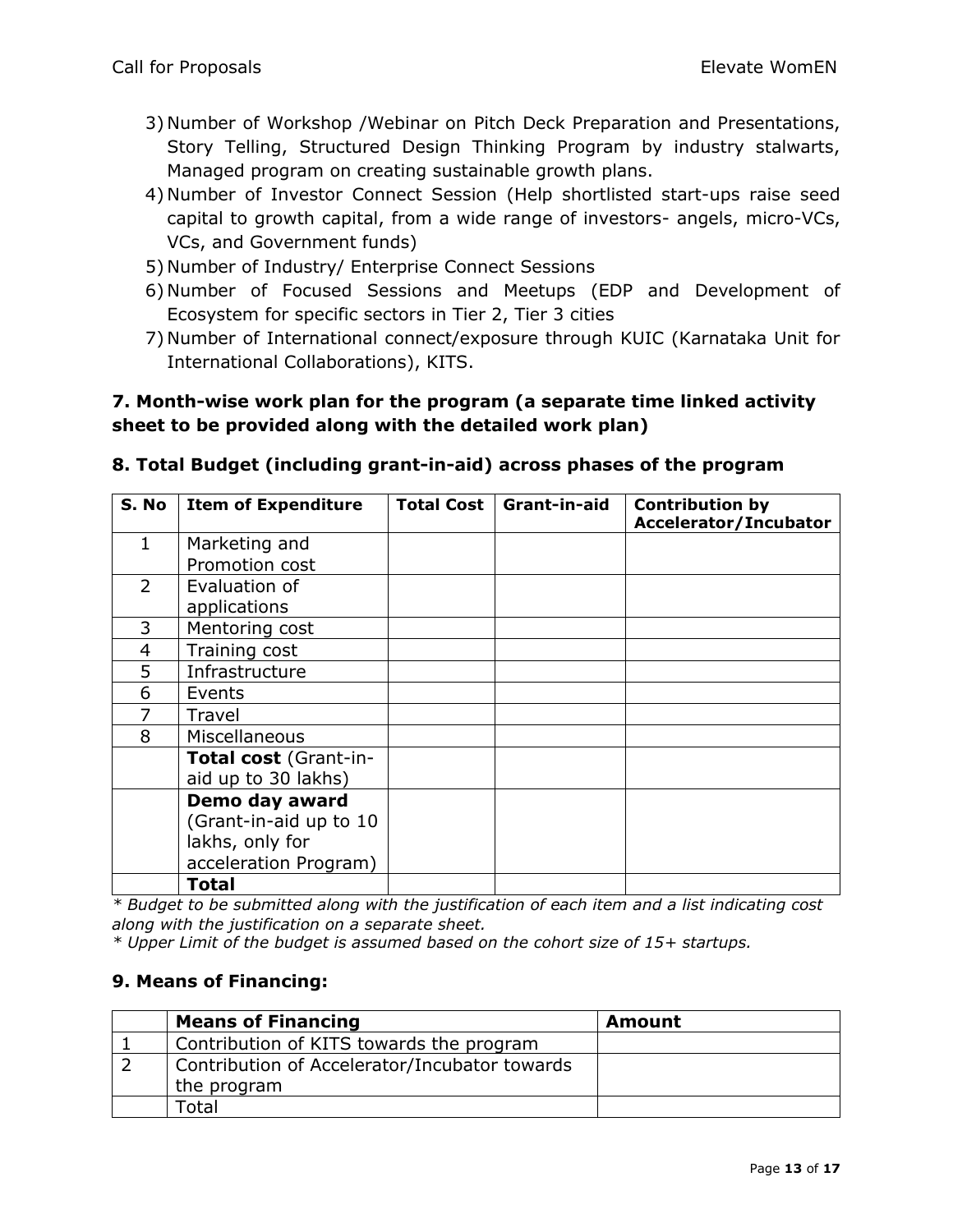3) Number of Workshop /Webinar on Pitch Deck Preparation and Presentations, Story Telling, Structured Design Thinking Program by industry stalwarts, Managed program on creating sustainable growth plans.
4) Number of Investor Connect Session (Help shortlisted start-ups raise seed capital to growth capital, from a wide range of investors- angels, micro-VCs, VCs, and Government funds)
5) Number of Industry/ Enterprise Connect Sessions
6) Number of Focused Sessions and Meetups (EDP and Development of Ecosystem for specific sectors in Tier 2, Tier 3 cities
7) Number of International connect/exposure through KUIC (Karnataka Unit for International Collaborations), KITS.

### 7. Month-wise work plan for the program (a separate time linked activity sheet to be provided along with the detailed work plan)

### 8. Total Budget (including grant-in-aid) across phases of the program

| S. No | Item of Expenditure | Total Cost | Grant-in-aid | Contribution by Accelerator/Incubator |
|---|---|---|---|---|
| 1 | Marketing and Promotion cost | | | |
| 2 | Evaluation of applications | | | |
| 3 | Mentoring cost | | | |
| 4 | Training cost | | | |
| 5 | Infrastructure | | | |
| 6 | Events | | | |
| 7 | Travel | | | |
| 8 | Miscellaneous | | | |
| | **Total cost** (Grant-in-aid up to 30 lakhs) | | | |
| | **Demo day award** (Grant-in-aid up to 10 lakhs, only for acceleration Program) | | | |
| | **Total** | | | |

*\* Budget to be submitted along with the justification of each item and a list indicating cost along with the justification on a separate sheet.*

*\* Upper Limit of the budget is assumed based on the cohort size of 15+ startups.*

### 9. Means of Financing:

| | Means of Financing | Amount |
|---|---|---|
| 1 | Contribution of KITS towards the program | |
| 2 | Contribution of Accelerator/Incubator towards the program | |
| | Total | |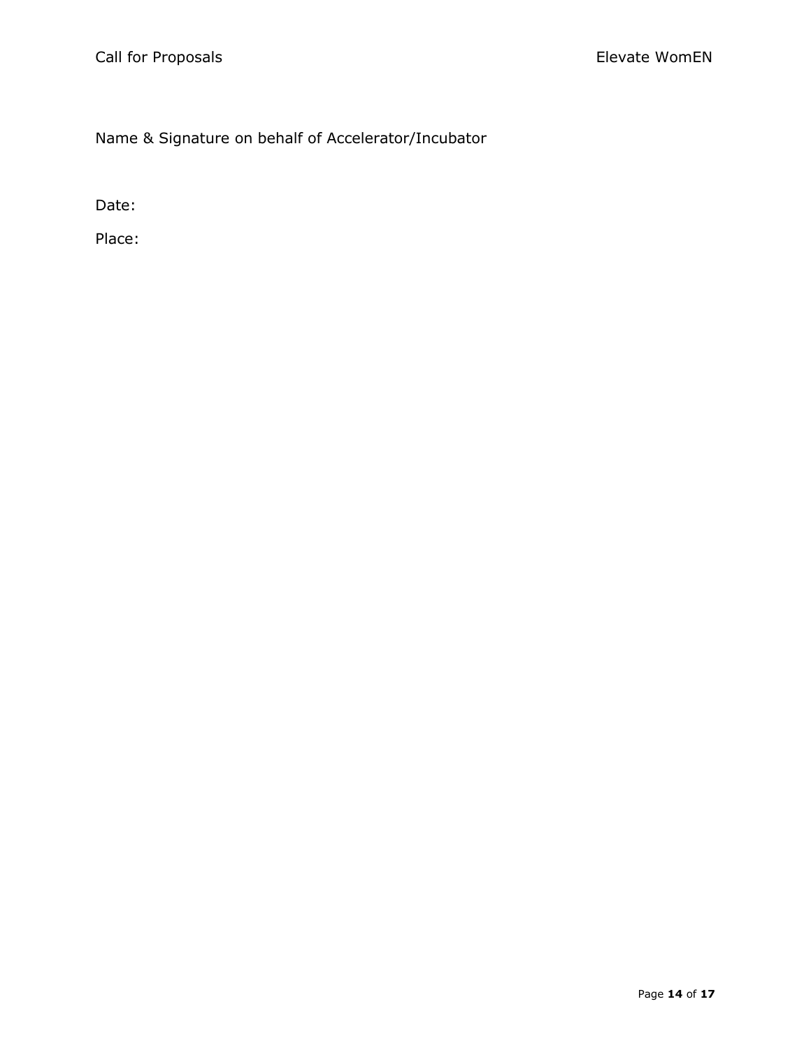Name & Signature on behalf of Accelerator/Incubator

Date:

Place: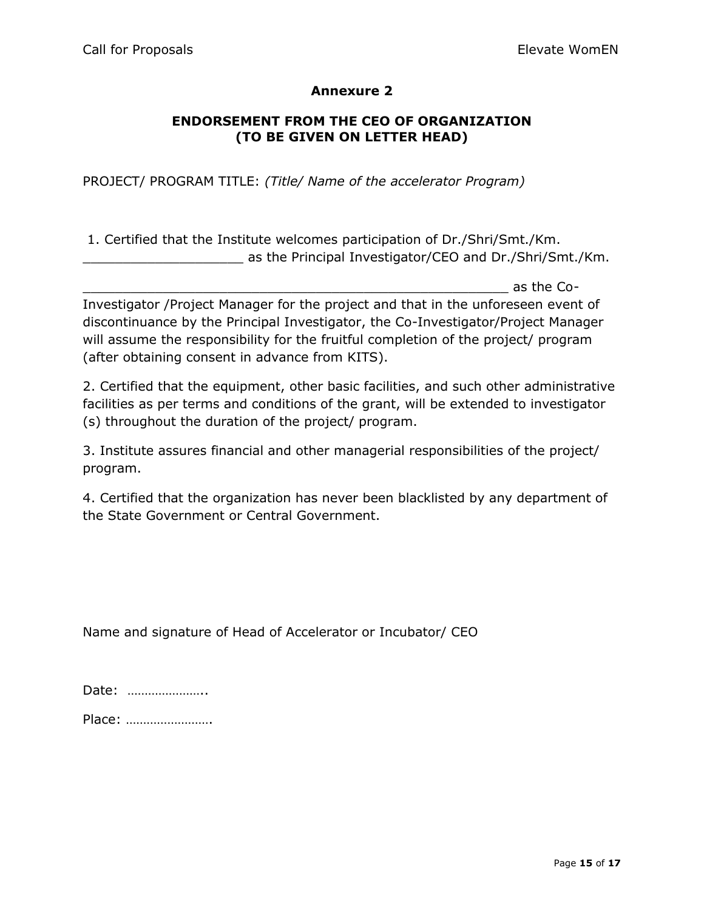## Annexure 2

### ENDORSEMENT FROM THE CEO OF ORGANIZATION (TO BE GIVEN ON LETTER HEAD)

PROJECT/ PROGRAM TITLE: *(Title/ Name of the accelerator Program)*

1. Certified that the Institute welcomes participation of Dr./Shri/Smt./Km. ____________________ as the Principal Investigator/CEO and Dr./Shri/Smt./Km. ______________________________________________________ as the Co-Investigator /Project Manager for the project and that in the unforeseen event of discontinuance by the Principal Investigator, the Co-Investigator/Project Manager will assume the responsibility for the fruitful completion of the project/ program (after obtaining consent in advance from KITS).

2. Certified that the equipment, other basic facilities, and such other administrative facilities as per terms and conditions of the grant, will be extended to investigator (s) throughout the duration of the project/ program.

3. Institute assures financial and other managerial responsibilities of the project/ program.

4. Certified that the organization has never been blacklisted by any department of the State Government or Central Government.

Name and signature of Head of Accelerator or Incubator/ CEO

Date: …………………..

Place: …………………….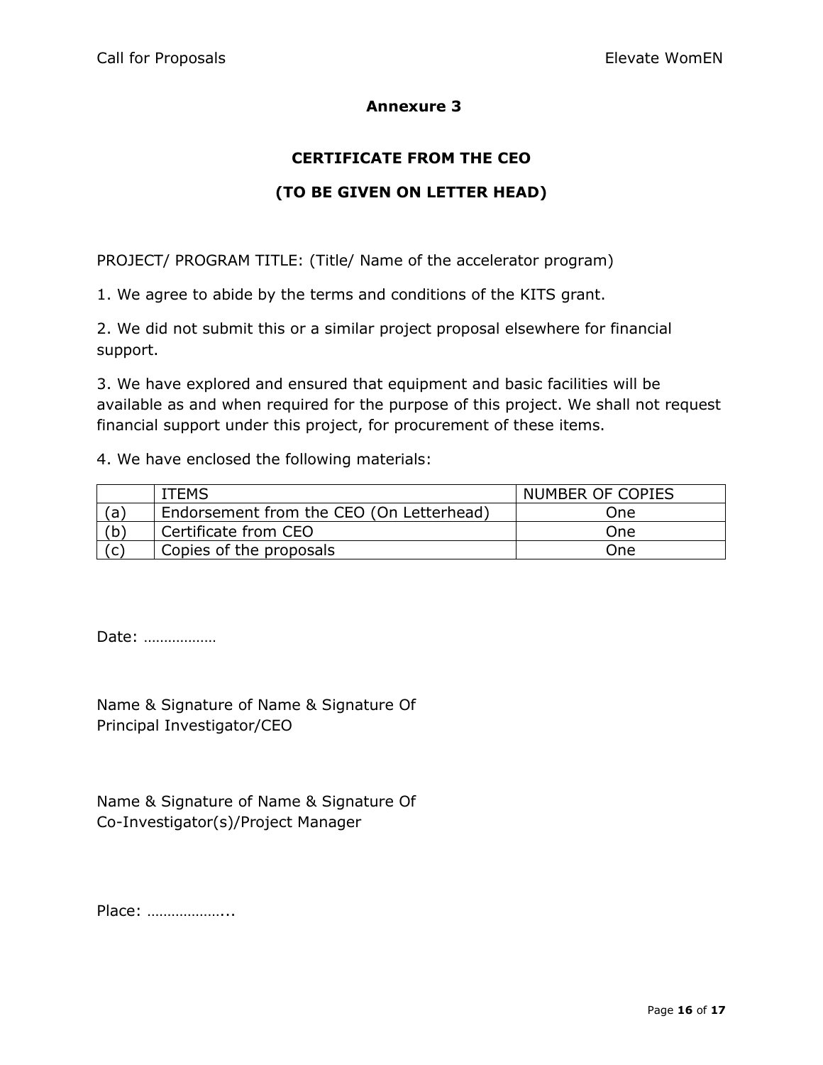## Annexure 3

### CERTIFICATE FROM THE CEO

### (TO BE GIVEN ON LETTER HEAD)

PROJECT/ PROGRAM TITLE: (Title/ Name of the accelerator program)

1. We agree to abide by the terms and conditions of the KITS grant.

2. We did not submit this or a similar project proposal elsewhere for financial support.

3. We have explored and ensured that equipment and basic facilities will be available as and when required for the purpose of this project. We shall not request financial support under this project, for procurement of these items.

4. We have enclosed the following materials:

| | ITEMS | NUMBER OF COPIES |
|---|---|---|
| (a) | Endorsement from the CEO (On Letterhead) | One |
| (b) | Certificate from CEO | One |
| (c) | Copies of the proposals | One |

Date: ………………

Name & Signature of Name & Signature Of
Principal Investigator/CEO

Name & Signature of Name & Signature Of
Co-Investigator(s)/Project Manager

Place: ………………...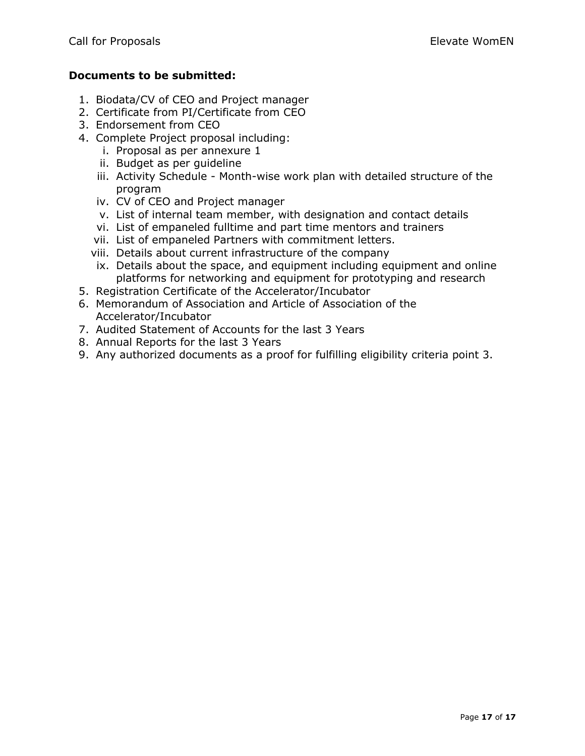**Documents to be submitted:**

1. Biodata/CV of CEO and Project manager
2. Certificate from PI/Certificate from CEO
3. Endorsement from CEO
4. Complete Project proposal including:
    i. Proposal as per annexure 1
    ii. Budget as per guideline
    iii. Activity Schedule - Month-wise work plan with detailed structure of the program
    iv. CV of CEO and Project manager
    v. List of internal team member, with designation and contact details
    vi. List of empaneled fulltime and part time mentors and trainers
    vii. List of empaneled Partners with commitment letters.
    viii. Details about current infrastructure of the company
    ix. Details about the space, and equipment including equipment and online platforms for networking and equipment for prototyping and research
5. Registration Certificate of the Accelerator/Incubator
6. Memorandum of Association and Article of Association of the Accelerator/Incubator
7. Audited Statement of Accounts for the last 3 Years
8. Annual Reports for the last 3 Years
9. Any authorized documents as a proof for fulfilling eligibility criteria point 3.